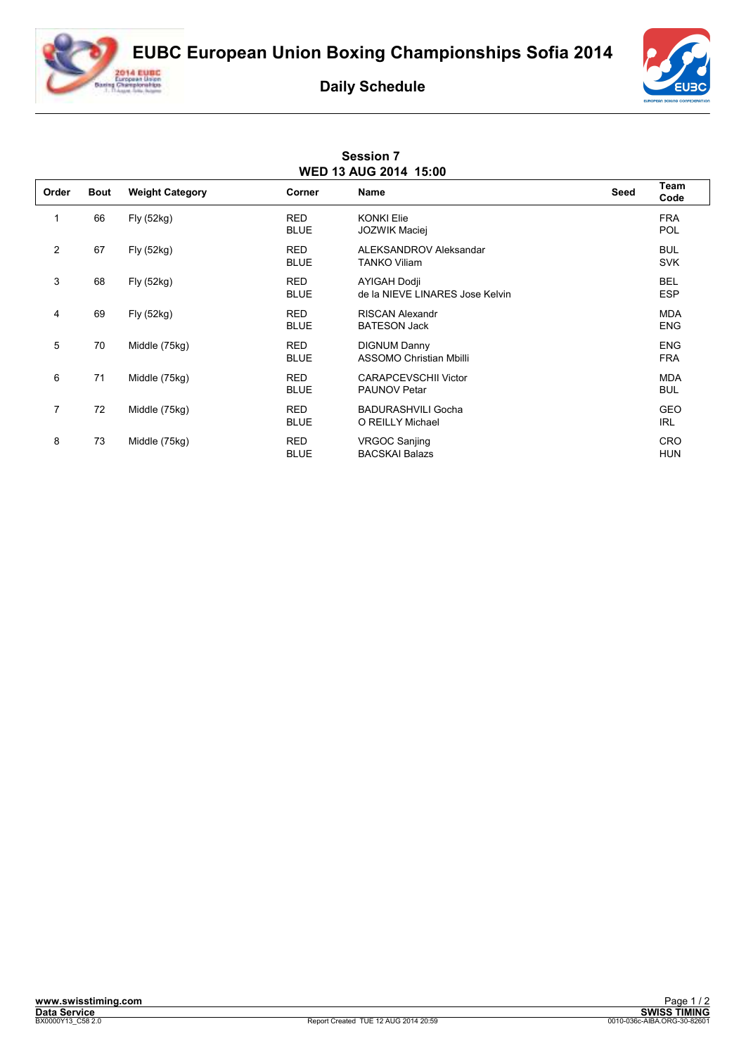# EUBC European Union Boxing Championships Sofia 2014

## Daily Schedule

### Session 7
### WED 13 AUG 2014 15:00

| Order | Bout | Weight Category | Corner | Name | Seed | Team Code |
|---|---|---|---|---|---|---|
| 1 | 66 | Fly (52kg) | RED | KONKI Elie | | FRA |
| | | | BLUE | JOZWIK Maciej | | POL |
| 2 | 67 | Fly (52kg) | RED | ALEKSANDROV Aleksandar | | BUL |
| | | | BLUE | TANKO Viliam | | SVK |
| 3 | 68 | Fly (52kg) | RED | AYIGAH Dodji | | BEL |
| | | | BLUE | de la NIEVE LINARES Jose Kelvin | | ESP |
| 4 | 69 | Fly (52kg) | RED | RISCAN Alexandr | | MDA |
| | | | BLUE | BATESON Jack | | ENG |
| 5 | 70 | Middle (75kg) | RED | DIGNUM Danny | | ENG |
| | | | BLUE | ASSOMO Christian Mbilli | | FRA |
| 6 | 71 | Middle (75kg) | RED | CARAPCEVSCHII Victor | | MDA |
| | | | BLUE | PAUNOV Petar | | BUL |
| 7 | 72 | Middle (75kg) | RED | BADURASHVILI Gocha | | GEO |
| | | | BLUE | O REILLY Michael | | IRL |
| 8 | 73 | Middle (75kg) | RED | VRGOC Sanjing | | CRO |
| | | | BLUE | BACSKAI Balazs | | HUN |

www.swisstiming.com
Data Service
BX0000Y13_C58 2.0
Report Created TUE 12 AUG 2014 20:59
SWISS TIMING
0010-036c-AIBA.ORG-30-82601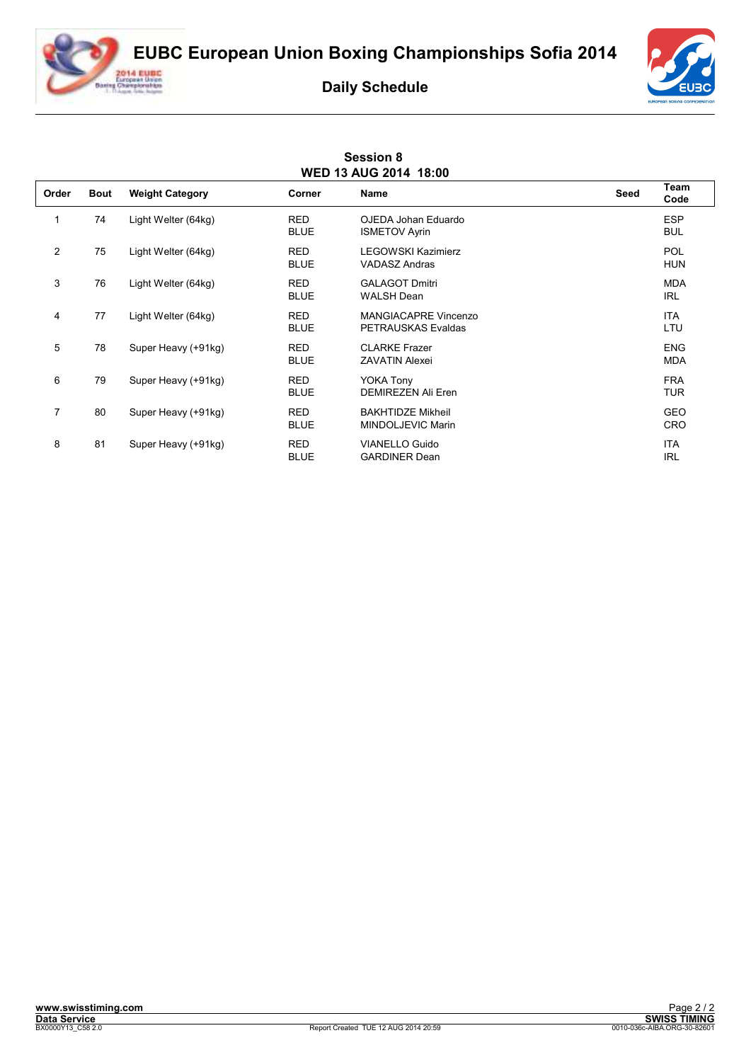# EUBC European Union Boxing Championships Sofia 2014

## Daily Schedule

### Session 8
### WED 13 AUG 2014 18:00

| Order | Bout | Weight Category | Corner | Name | Seed | Team Code |
|---|---|---|---|---|---|---|
| 1 | 74 | Light Welter (64kg) | RED<br>BLUE | OJEDA Johan Eduardo<br>ISMETOV Ayrin | | ESP<br>BUL |
| 2 | 75 | Light Welter (64kg) | RED<br>BLUE | LEGOWSKI Kazimierz<br>VADASZ Andras | | POL<br>HUN |
| 3 | 76 | Light Welter (64kg) | RED<br>BLUE | GALAGOT Dmitri<br>WALSH Dean | | MDA<br>IRL |
| 4 | 77 | Light Welter (64kg) | RED<br>BLUE | MANGIACAPRE Vincenzo<br>PETRAUSKAS Evaldas | | ITA<br>LTU |
| 5 | 78 | Super Heavy (+91kg) | RED<br>BLUE | CLARKE Frazer<br>ZAVATIN Alexei | | ENG<br>MDA |
| 6 | 79 | Super Heavy (+91kg) | RED<br>BLUE | YOKA Tony<br>DEMIREZEN Ali Eren | | FRA<br>TUR |
| 7 | 80 | Super Heavy (+91kg) | RED<br>BLUE | BAKHTIDZE Mikheil<br>MINDOLJEVIC Marin | | GEO<br>CRO |
| 8 | 81 | Super Heavy (+91kg) | RED<br>BLUE | VIANELLO Guido<br>GARDINER Dean | | ITA<br>IRL |

www.swisstiming.com
Data Service
BX0000Y13_C58 2.0

Report Created TUE 12 AUG 2014 20:59

SWISS TIMING
0010-036c-AIBA.ORG-30-82601